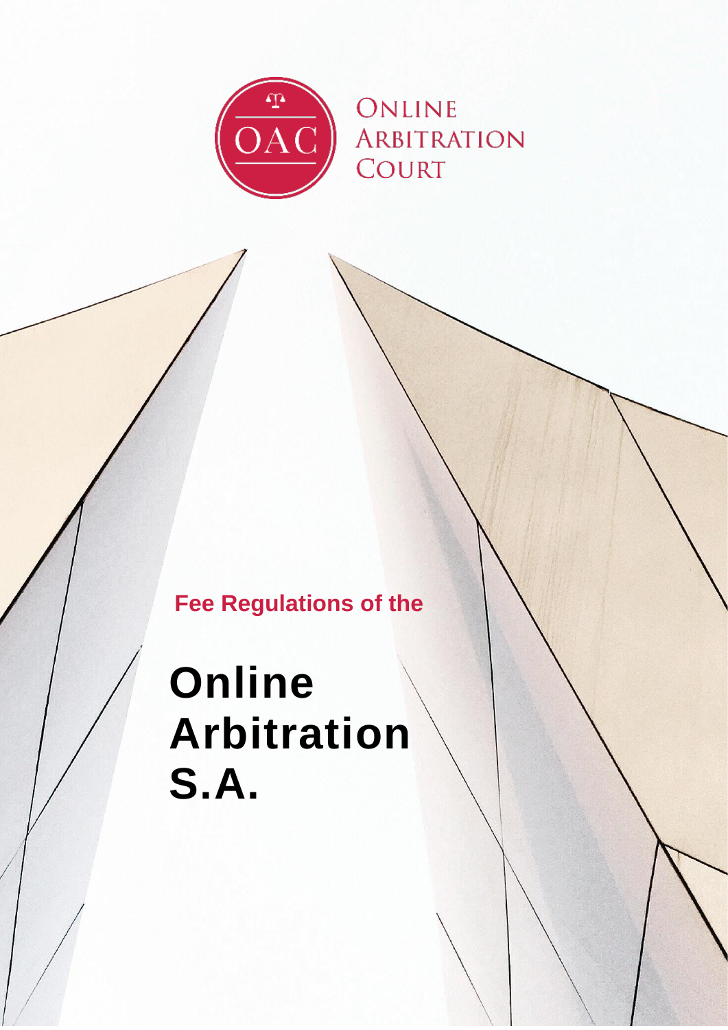OAC

Online Arbitration Court

Fee Regulations of the

# Online Arbitration S.A.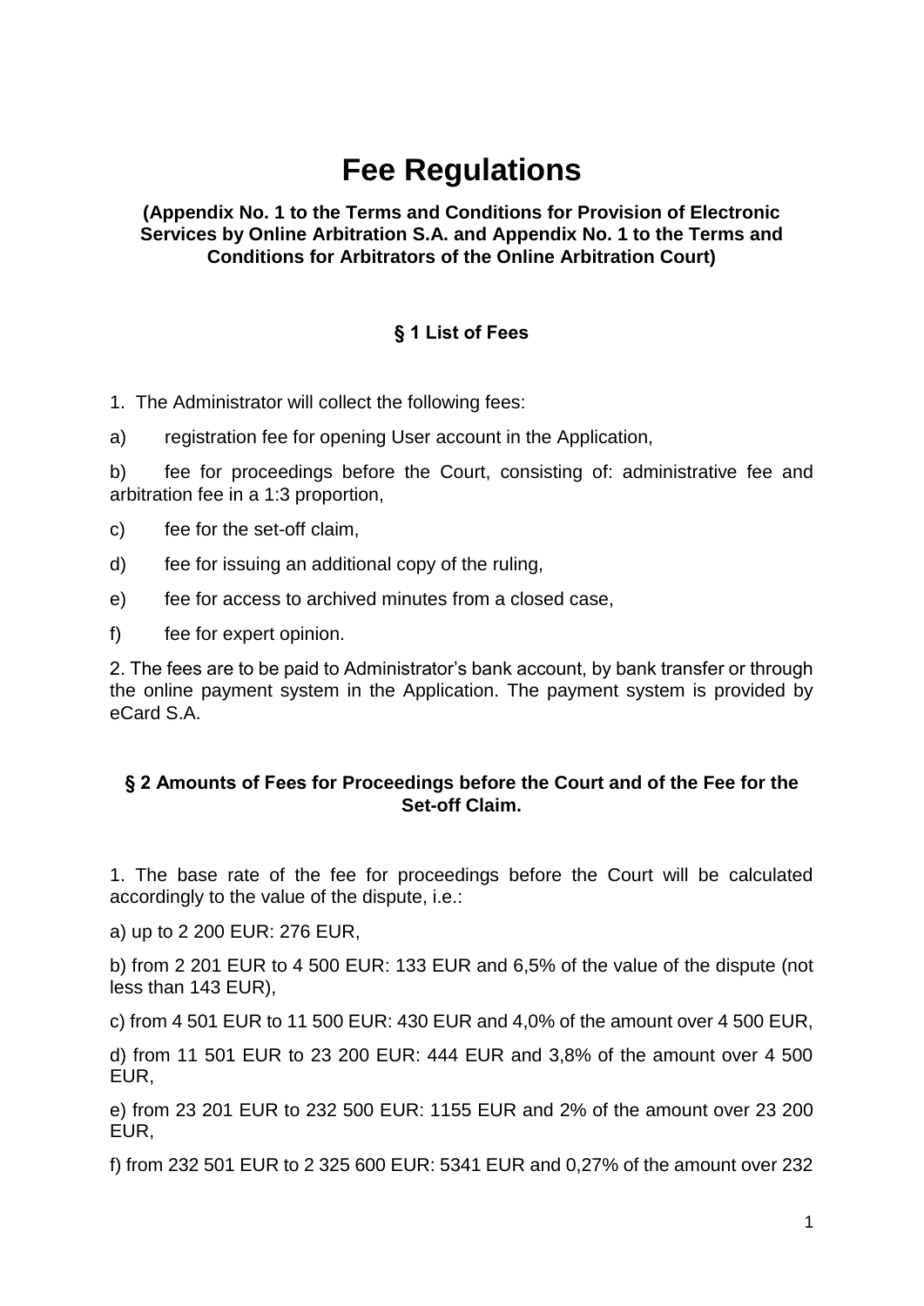# Fee Regulations

**(Appendix No. 1 to the Terms and Conditions for Provision of Electronic Services by Online Arbitration S.A. and Appendix No. 1 to the Terms and Conditions for Arbitrators of the Online Arbitration Court)**

### § 1 List of Fees

1. The Administrator will collect the following fees:

a) registration fee for opening User account in the Application,

b) fee for proceedings before the Court, consisting of: administrative fee and arbitration fee in a 1:3 proportion,

c) fee for the set-off claim,

d) fee for issuing an additional copy of the ruling,

e) fee for access to archived minutes from a closed case,

f) fee for expert opinion.

2. The fees are to be paid to Administrator's bank account, by bank transfer or through the online payment system in the Application. The payment system is provided by eCard S.A.

### § 2 Amounts of Fees for Proceedings before the Court and of the Fee for the Set-off Claim.

1. The base rate of the fee for proceedings before the Court will be calculated accordingly to the value of the dispute, i.e.:

a) up to 2 200 EUR: 276 EUR,

b) from 2 201 EUR to 4 500 EUR: 133 EUR and 6,5% of the value of the dispute (not less than 143 EUR),

c) from 4 501 EUR to 11 500 EUR: 430 EUR and 4,0% of the amount over 4 500 EUR,

d) from 11 501 EUR to 23 200 EUR: 444 EUR and 3,8% of the amount over 4 500 EUR,

e) from 23 201 EUR to 232 500 EUR: 1155 EUR and 2% of the amount over 23 200 EUR,

f) from 232 501 EUR to 2 325 600 EUR: 5341 EUR and 0,27% of the amount over 232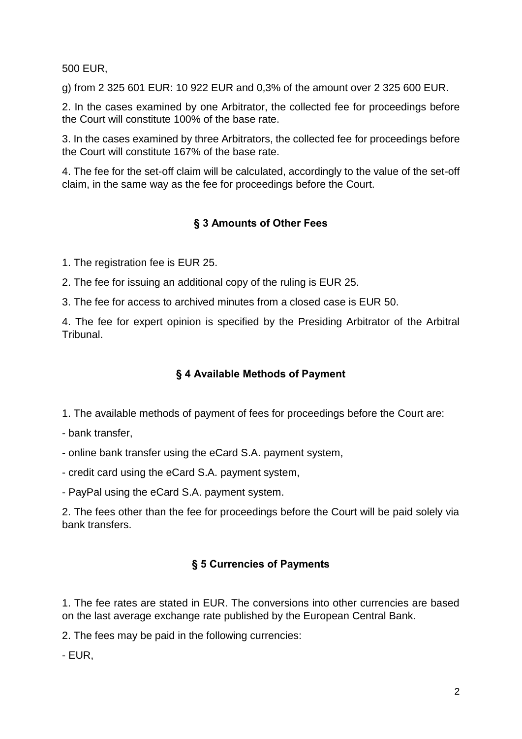500 EUR,

g) from 2 325 601 EUR: 10 922 EUR and 0,3% of the amount over 2 325 600 EUR.

2. In the cases examined by one Arbitrator, the collected fee for proceedings before the Court will constitute 100% of the base rate.

3. In the cases examined by three Arbitrators, the collected fee for proceedings before the Court will constitute 167% of the base rate.

4. The fee for the set-off claim will be calculated, accordingly to the value of the set-off claim, in the same way as the fee for proceedings before the Court.

## § 3 Amounts of Other Fees

1. The registration fee is EUR 25.

2. The fee for issuing an additional copy of the ruling is EUR 25.

3. The fee for access to archived minutes from a closed case is EUR 50.

4. The fee for expert opinion is specified by the Presiding Arbitrator of the Arbitral Tribunal.

## § 4 Available Methods of Payment

1. The available methods of payment of fees for proceedings before the Court are:

- bank transfer,
- online bank transfer using the eCard S.A. payment system,
- credit card using the eCard S.A. payment system,
- PayPal using the eCard S.A. payment system.

2. The fees other than the fee for proceedings before the Court will be paid solely via bank transfers.

## § 5 Currencies of Payments

1. The fee rates are stated in EUR. The conversions into other currencies are based on the last average exchange rate published by the European Central Bank.

2. The fees may be paid in the following currencies:

- EUR,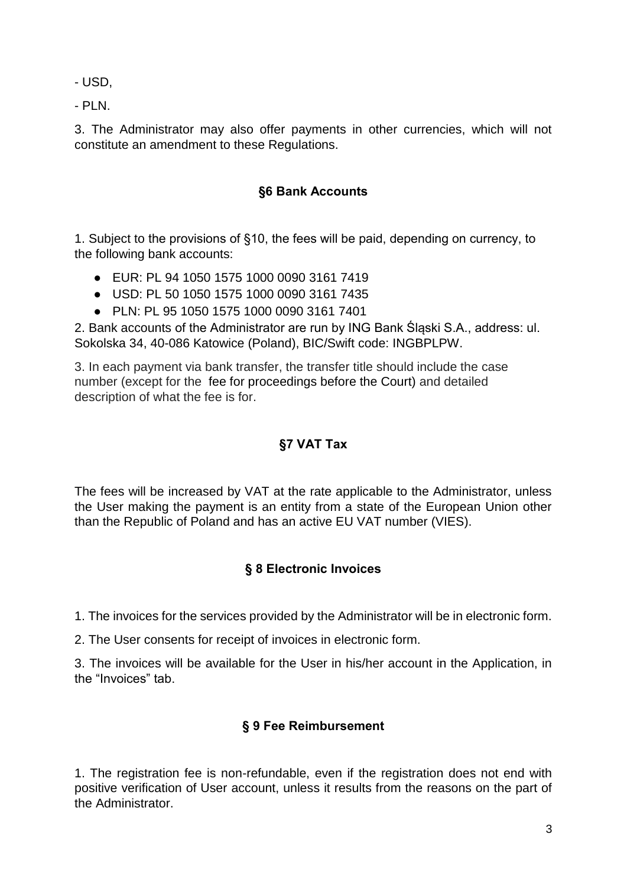- USD,

- PLN.

3. The Administrator may also offer payments in other currencies, which will not constitute an amendment to these Regulations.

## §6 Bank Accounts

1. Subject to the provisions of §10, the fees will be paid, depending on currency, to the following bank accounts:

- EUR: PL 94 1050 1575 1000 0090 3161 7419
- USD: PL 50 1050 1575 1000 0090 3161 7435
- PLN: PL 95 1050 1575 1000 0090 3161 7401

2. Bank accounts of the Administrator are run by ING Bank Śląski S.A., address: ul. Sokolska 34, 40-086 Katowice (Poland), BIC/Swift code: INGBPLPW.

3. In each payment via bank transfer, the transfer title should include the case number (except for the fee for proceedings before the Court) and detailed description of what the fee is for.

## §7 VAT Tax

The fees will be increased by VAT at the rate applicable to the Administrator, unless the User making the payment is an entity from a state of the European Union other than the Republic of Poland and has an active EU VAT number (VIES).

## § 8 Electronic Invoices

1. The invoices for the services provided by the Administrator will be in electronic form.

2. The User consents for receipt of invoices in electronic form.

3. The invoices will be available for the User in his/her account in the Application, in the "Invoices" tab.

## § 9 Fee Reimbursement

1. The registration fee is non-refundable, even if the registration does not end with positive verification of User account, unless it results from the reasons on the part of the Administrator.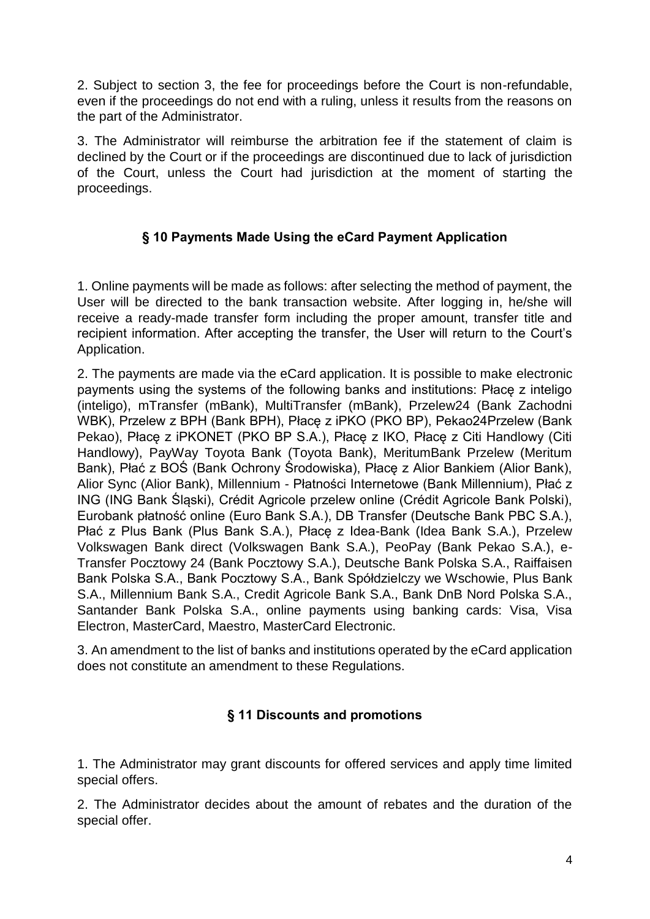2. Subject to section 3, the fee for proceedings before the Court is non-refundable, even if the proceedings do not end with a ruling, unless it results from the reasons on the part of the Administrator.

3. The Administrator will reimburse the arbitration fee if the statement of claim is declined by the Court or if the proceedings are discontinued due to lack of jurisdiction of the Court, unless the Court had jurisdiction at the moment of starting the proceedings.

## § 10 Payments Made Using the eCard Payment Application

1. Online payments will be made as follows: after selecting the method of payment, the User will be directed to the bank transaction website. After logging in, he/she will receive a ready-made transfer form including the proper amount, transfer title and recipient information. After accepting the transfer, the User will return to the Court's Application.

2. The payments are made via the eCard application. It is possible to make electronic payments using the systems of the following banks and institutions: Płacę z inteligo (inteligo), mTransfer (mBank), MultiTransfer (mBank), Przelew24 (Bank Zachodni WBK), Przelew z BPH (Bank BPH), Płacę z iPKO (PKO BP), Pekao24Przelew (Bank Pekao), Płacę z iPKONET (PKO BP S.A.), Płacę z IKO, Płacę z Citi Handlowy (Citi Handlowy), PayWay Toyota Bank (Toyota Bank), MeritumBank Przelew (Meritum Bank), Płać z BOŚ (Bank Ochrony Środowiska), Płacę z Alior Bankiem (Alior Bank), Alior Sync (Alior Bank), Millennium - Płatności Internetowe (Bank Millennium), Płać z ING (ING Bank Śląski), Crédit Agricole przelew online (Crédit Agricole Bank Polski), Eurobank płatność online (Euro Bank S.A.), DB Transfer (Deutsche Bank PBC S.A.), Płać z Plus Bank (Plus Bank S.A.), Płacę z Idea-Bank (Idea Bank S.A.), Przelew Volkswagen Bank direct (Volkswagen Bank S.A.), PeoPay (Bank Pekao S.A.), e-Transfer Pocztowy 24 (Bank Pocztowy S.A.), Deutsche Bank Polska S.A., Raiffaisen Bank Polska S.A., Bank Pocztowy S.A., Bank Spółdzielczy we Wschowie, Plus Bank S.A., Millennium Bank S.A., Credit Agricole Bank S.A., Bank DnB Nord Polska S.A., Santander Bank Polska S.A., online payments using banking cards: Visa, Visa Electron, MasterCard, Maestro, MasterCard Electronic.

3. An amendment to the list of banks and institutions operated by the eCard application does not constitute an amendment to these Regulations.

## § 11 Discounts and promotions

1. The Administrator may grant discounts for offered services and apply time limited special offers.

2. The Administrator decides about the amount of rebates and the duration of the special offer.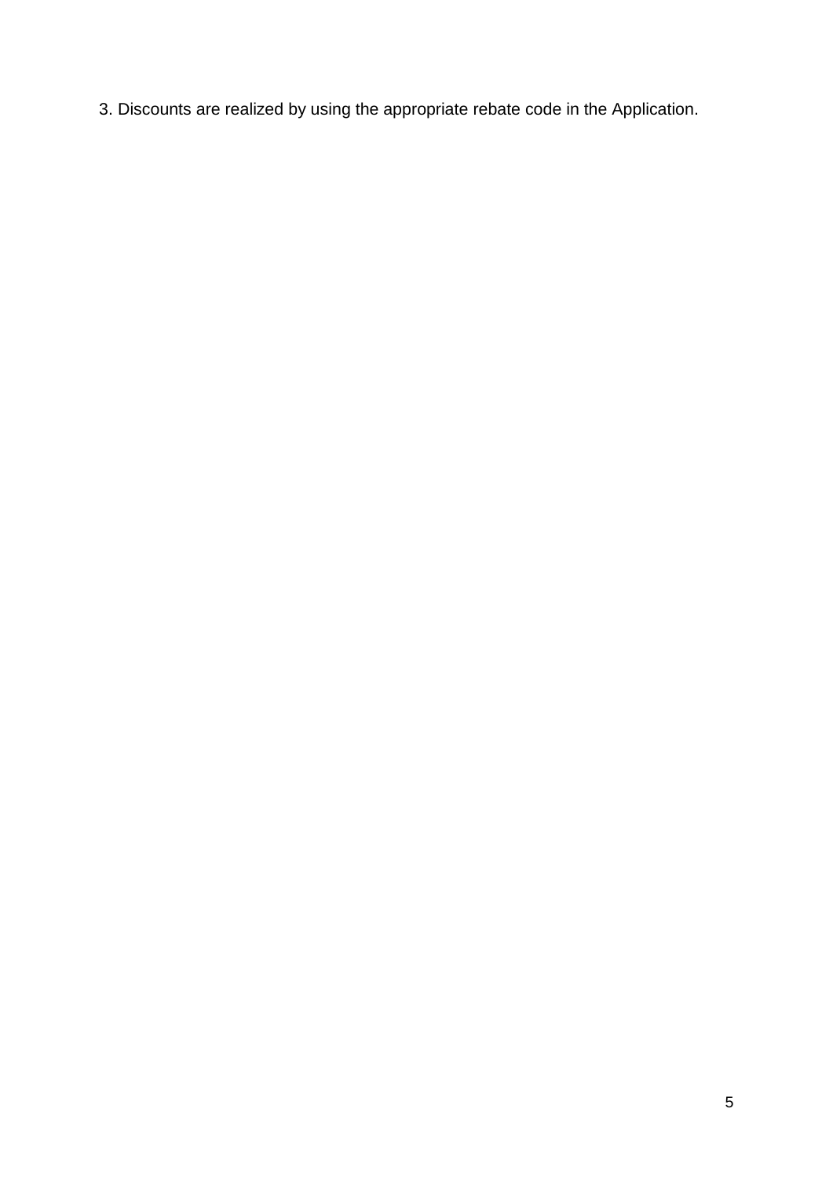3. Discounts are realized by using the appropriate rebate code in the Application.